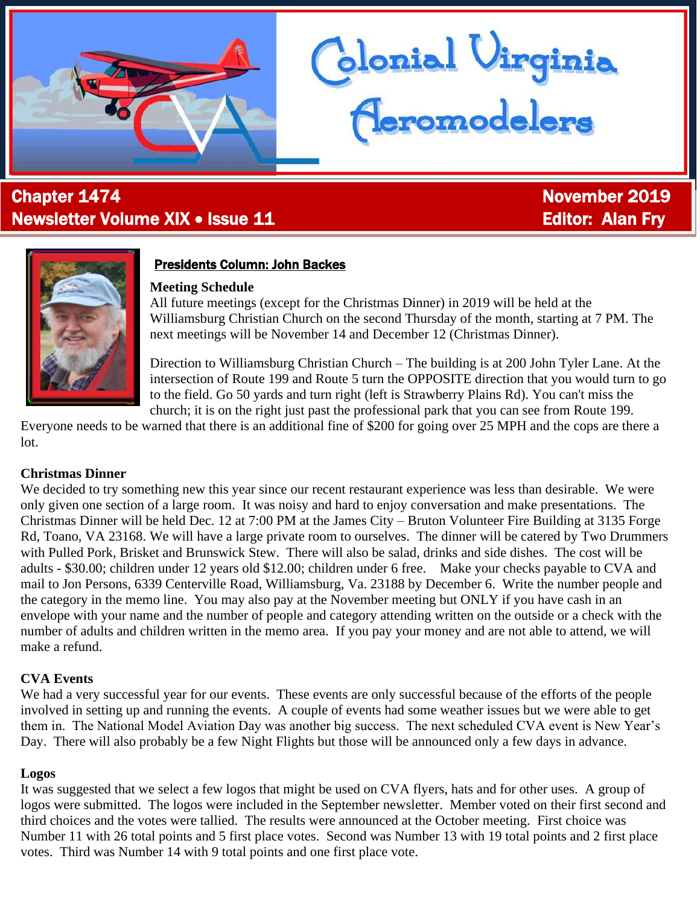# Colonial Virginia Aeromodelers

**Chapter 1474** — **November 2019**

**Newsletter Volume XIX • Issue 11** — **Editor: Alan Fry**

## Presidents Column: John Backes

### Meeting Schedule

All future meetings (except for the Christmas Dinner) in 2019 will be held at the Williamsburg Christian Church on the second Thursday of the month, starting at 7 PM. The next meetings will be November 14 and December 12 (Christmas Dinner).

Direction to Williamsburg Christian Church – The building is at 200 John Tyler Lane. At the intersection of Route 199 and Route 5 turn the OPPOSITE direction that you would turn to go to the field. Go 50 yards and turn right (left is Strawberry Plains Rd). You can't miss the church; it is on the right just past the professional park that you can see from Route 199. Everyone needs to be warned that there is an additional fine of $200 for going over 25 MPH and the cops are there a lot.

### Christmas Dinner

We decided to try something new this year since our recent restaurant experience was less than desirable. We were only given one section of a large room. It was noisy and hard to enjoy conversation and make presentations. The Christmas Dinner will be held Dec. 12 at 7:00 PM at the James City – Bruton Volunteer Fire Building at 3135 Forge Rd, Toano, VA 23168. We will have a large private room to ourselves. The dinner will be catered by Two Drummers with Pulled Pork, Brisket and Brunswick Stew. There will also be salad, drinks and side dishes. The cost will be adults - $30.00; children under 12 years old $12.00; children under 6 free. Make your checks payable to CVA and mail to Jon Persons, 6339 Centerville Road, Williamsburg, Va. 23188 by December 6. Write the number people and the category in the memo line. You may also pay at the November meeting but ONLY if you have cash in an envelope with your name and the number of people and category attending written on the outside or a check with the number of adults and children written in the memo area. If you pay your money and are not able to attend, we will make a refund.

### CVA Events

We had a very successful year for our events. These events are only successful because of the efforts of the people involved in setting up and running the events. A couple of events had some weather issues but we were able to get them in. The National Model Aviation Day was another big success. The next scheduled CVA event is New Year's Day. There will also probably be a few Night Flights but those will be announced only a few days in advance.

### Logos

It was suggested that we select a few logos that might be used on CVA flyers, hats and for other uses. A group of logos were submitted. The logos were included in the September newsletter. Member voted on their first second and third choices and the votes were tallied. The results were announced at the October meeting. First choice was Number 11 with 26 total points and 5 first place votes. Second was Number 13 with 19 total points and 2 first place votes. Third was Number 14 with 9 total points and one first place vote.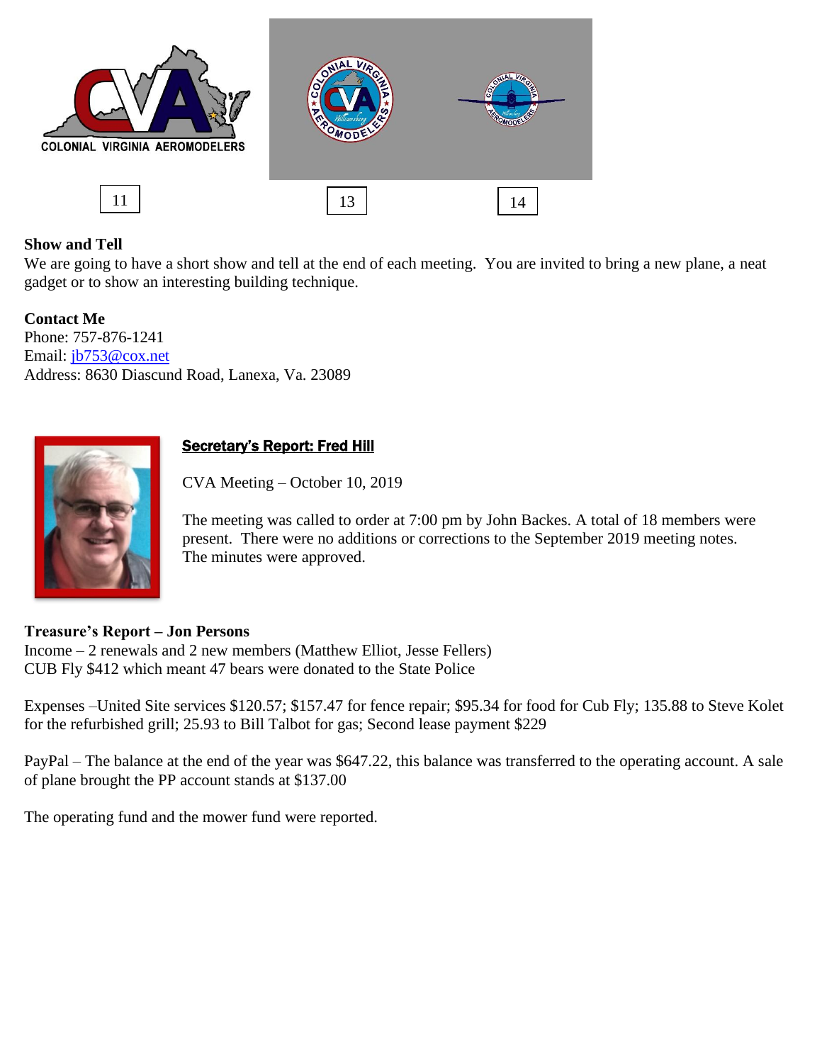COLONIAL VIRGINIA AEROMODELERS

11 13 14

**Show and Tell**
We are going to have a short show and tell at the end of each meeting. You are invited to bring a new plane, a neat gadget or to show an interesting building technique.

**Contact Me**
Phone: 757-876-1241
Email: jb753@cox.net
Address: 8630 Diascund Road, Lanexa, Va. 23089

## Secretary's Report: Fred Hill

CVA Meeting – October 10, 2019

The meeting was called to order at 7:00 pm by John Backes. A total of 18 members were present. There were no additions or corrections to the September 2019 meeting notes. The minutes were approved.

**Treasure's Report – Jon Persons**
Income – 2 renewals and 2 new members (Matthew Elliot, Jesse Fellers)
CUB Fly $412 which meant 47 bears were donated to the State Police

Expenses –United Site services $120.57; $157.47 for fence repair; $95.34 for food for Cub Fly; 135.88 to Steve Kolet for the refurbished grill; 25.93 to Bill Talbot for gas; Second lease payment $229

PayPal – The balance at the end of the year was $647.22, this balance was transferred to the operating account. A sale of plane brought the PP account stands at $137.00

The operating fund and the mower fund were reported.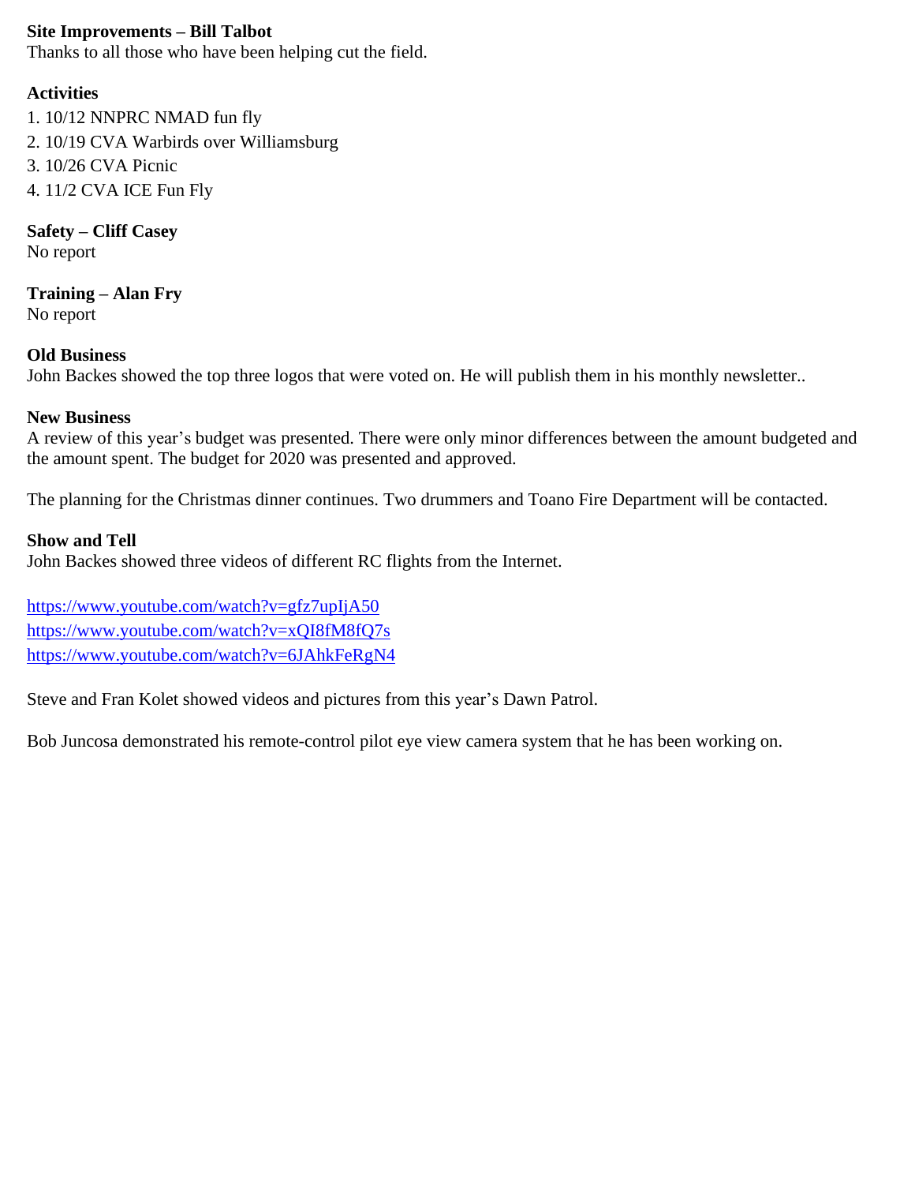**Site Improvements – Bill Talbot**
Thanks to all those who have been helping cut the field.

**Activities**

1. 10/12 NNPRC NMAD fun fly
2. 10/19 CVA Warbirds over Williamsburg
3. 10/26 CVA Picnic
4. 11/2 CVA ICE Fun Fly

**Safety – Cliff Casey**
No report

**Training – Alan Fry**
No report

**Old Business**
John Backes showed the top three logos that were voted on. He will publish them in his monthly newsletter..

**New Business**
A review of this year's budget was presented. There were only minor differences between the amount budgeted and the amount spent. The budget for 2020 was presented and approved.

The planning for the Christmas dinner continues. Two drummers and Toano Fire Department will be contacted.

**Show and Tell**
John Backes showed three videos of different RC flights from the Internet.

https://www.youtube.com/watch?v=gfz7upIjA50
https://www.youtube.com/watch?v=xQI8fM8fQ7s
https://www.youtube.com/watch?v=6JAhkFeRgN4

Steve and Fran Kolet showed videos and pictures from this year's Dawn Patrol.

Bob Juncosa demonstrated his remote-control pilot eye view camera system that he has been working on.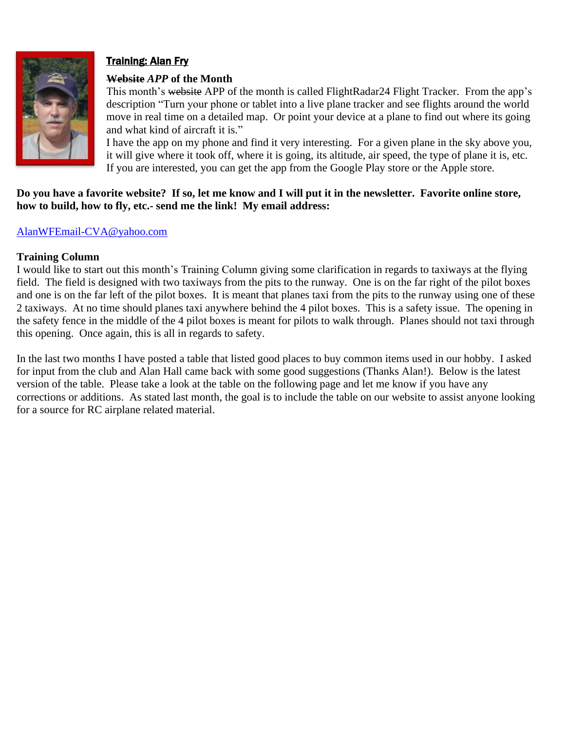**Training: Alan Fry**

**~~Website~~ *APP* of the Month**

This month's ~~website~~ APP of the month is called FlightRadar24 Flight Tracker. From the app's description "Turn your phone or tablet into a live plane tracker and see flights around the world move in real time on a detailed map. Or point your device at a plane to find out where its going and what kind of aircraft it is."

I have the app on my phone and find it very interesting. For a given plane in the sky above you, it will give where it took off, where it is going, its altitude, air speed, the type of plane it is, etc. If you are interested, you can get the app from the Google Play store or the Apple store.

**Do you have a favorite website? If so, let me know and I will put it in the newsletter. Favorite online store, how to build, how to fly, etc.- send me the link! My email address:**

AlanWFEmail-CVA@yahoo.com

**Training Column**

I would like to start out this month's Training Column giving some clarification in regards to taxiways at the flying field. The field is designed with two taxiways from the pits to the runway. One is on the far right of the pilot boxes and one is on the far left of the pilot boxes. It is meant that planes taxi from the pits to the runway using one of these 2 taxiways. At no time should planes taxi anywhere behind the 4 pilot boxes. This is a safety issue. The opening in the safety fence in the middle of the 4 pilot boxes is meant for pilots to walk through. Planes should not taxi through this opening. Once again, this is all in regards to safety.

In the last two months I have posted a table that listed good places to buy common items used in our hobby. I asked for input from the club and Alan Hall came back with some good suggestions (Thanks Alan!). Below is the latest version of the table. Please take a look at the table on the following page and let me know if you have any corrections or additions. As stated last month, the goal is to include the table on our website to assist anyone looking for a source for RC airplane related material.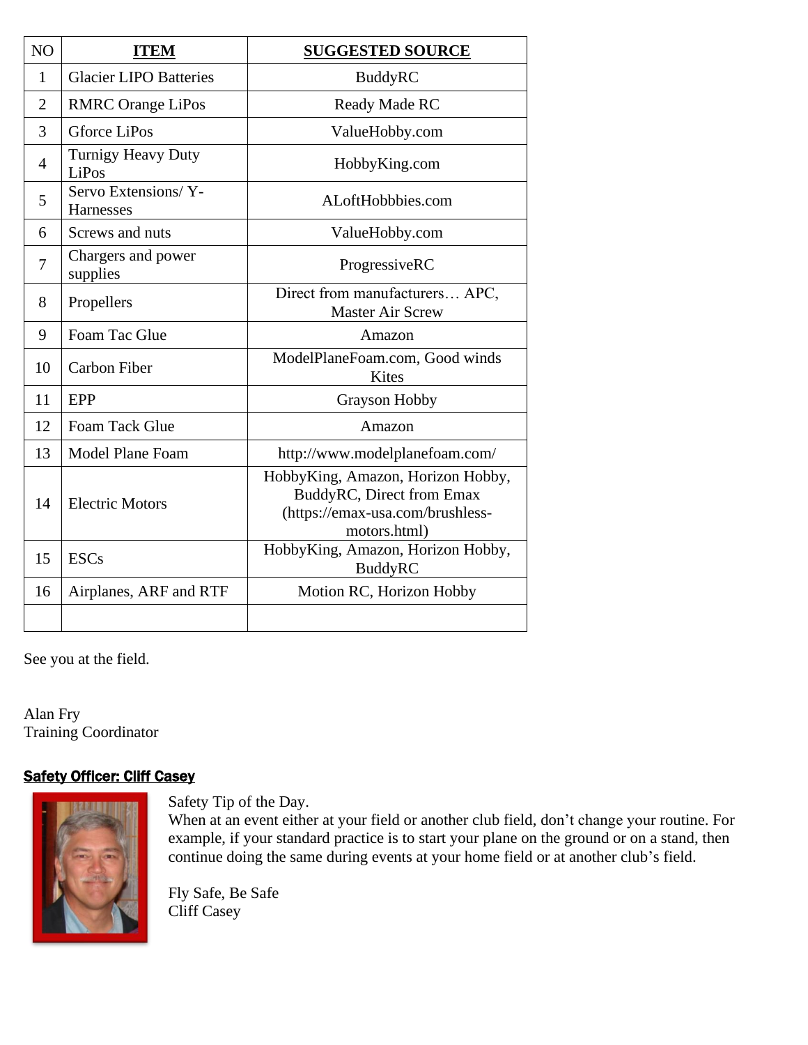| NO | ITEM | SUGGESTED SOURCE |
|---|---|---|
| 1 | Glacier LIPO Batteries | BuddyRC |
| 2 | RMRC Orange LiPos | Ready Made RC |
| 3 | Gforce LiPos | ValueHobby.com |
| 4 | Turnigy Heavy Duty LiPos | HobbyKing.com |
| 5 | Servo Extensions/ Y-Harnesses | ALoftHobbbies.com |
| 6 | Screws and nuts | ValueHobby.com |
| 7 | Chargers and power supplies | ProgressiveRC |
| 8 | Propellers | Direct from manufacturers… APC, Master Air Screw |
| 9 | Foam Tac Glue | Amazon |
| 10 | Carbon Fiber | ModelPlaneFoam.com, Good winds Kites |
| 11 | EPP | Grayson Hobby |
| 12 | Foam Tack Glue | Amazon |
| 13 | Model Plane Foam | http://www.modelplanefoam.com/ |
| 14 | Electric Motors | HobbyKing, Amazon, Horizon Hobby, BuddyRC, Direct from Emax (https://emax-usa.com/brushless-motors.html) |
| 15 | ESCs | HobbyKing, Amazon, Horizon Hobby, BuddyRC |
| 16 | Airplanes, ARF and RTF | Motion RC, Horizon Hobby |
| | | |

See you at the field.

Alan Fry
Training Coordinator

## Safety Officer: Cliff Casey

Safety Tip of the Day.
When at an event either at your field or another club field, don't change your routine. For example, if your standard practice is to start your plane on the ground or on a stand, then continue doing the same during events at your home field or at another club's field.

Fly Safe, Be Safe
Cliff Casey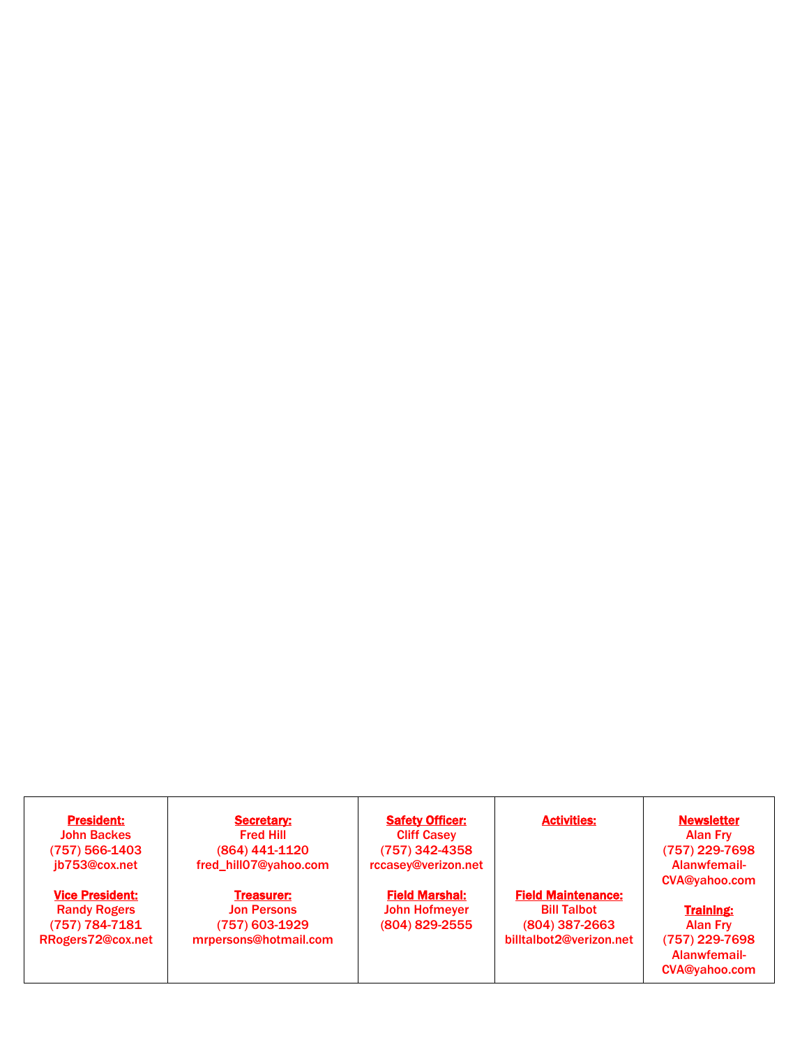| | | | | |
|---|---|---|---|---|
| **President:**<br>John Backes<br>(757) 566-1403<br>jb753@cox.net<br><br>**Vice President:**<br>Randy Rogers<br>(757) 784-7181<br>RRogers72@cox.net | **Secretary:**<br>Fred Hill<br>(864) 441-1120<br>fred_hill07@yahoo.com<br><br>**Treasurer:**<br>Jon Persons<br>(757) 603-1929<br>mrpersons@hotmail.com | **Safety Officer:**<br>Cliff Casey<br>(757) 342-4358<br>rccasey@verizon.net<br><br>**Field Marshal:**<br>John Hofmeyer<br>(804) 829-2555 | **Activities:**<br><br>**Field Maintenance:**<br>Bill Talbot<br>(804) 387-2663<br>billtalbot2@verizon.net | **Newsletter**<br>Alan Fry<br>(757) 229-7698<br>Alanwfemail-CVA@yahoo.com<br><br>**Training:**<br>Alan Fry<br>(757) 229-7698<br>Alanwfemail-CVA@yahoo.com |